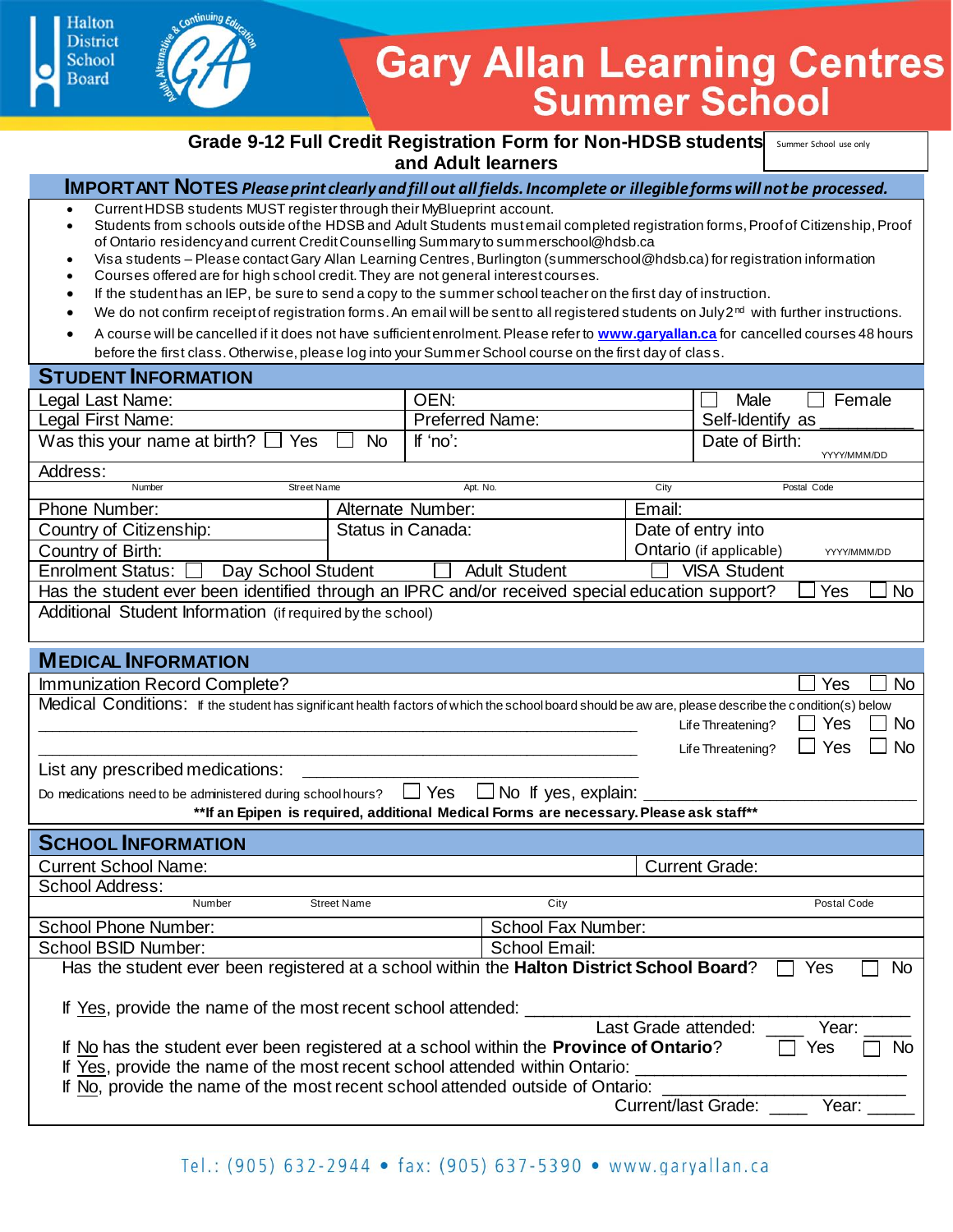Halton District School Board

# Gary Allan Learning Centres Summer School

## Grade 9-12 Full Credit Registration Form for Non-HDSB students and Adult learners

Summer School use only

**IMPORTANT NOTES** ***Please print clearly and fill out all fields. Incomplete or illegible forms will not be processed.***

- Current HDSB students MUST register through their MyBlueprint account.
- Students from schools outside of the HDSB and Adult Students must email completed registration forms, Proof of Citizenship, Proof of Ontario residency and current Credit Counselling Summary to summerschool@hdsb.ca
- Visa students – Please contact Gary Allan Learning Centres, Burlington (summerschool@hdsb.ca) for registration information
- Courses offered are for high school credit. They are not general interest courses.
- If the student has an IEP, be sure to send a copy to the summer school teacher on the first day of instruction.
- We do not confirm receipt of registration forms. An email will be sent to all registered students on July 2nd with further instructions.
- A course will be cancelled if it does not have sufficient enrolment. Please refer to **www.garyallan.ca** for cancelled courses 48 hours before the first class. Otherwise, please log into your Summer School course on the first day of class.

## STUDENT INFORMATION

| | | |
|---|---|---|
| Legal Last Name: | OEN: | ☐ Male ☐ Female |
| Legal First Name: | Preferred Name: | Self-Identify as ________ |
| Was this your name at birth? ☐ Yes ☐ No | If 'no': | Date of Birth: (YYYY/MMM/DD) |

Address:
Number | Street Name | Apt. No. | City | Postal Code

| | | |
|---|---|---|
| Phone Number: | Alternate Number: | Email: |
| Country of Citizenship: | Status in Canada: | Date of entry into Ontario (if applicable) (YYYY/MMM/DD) |
| Country of Birth: | | |

Enrolment Status: ☐ Day School Student ☐ Adult Student ☐ VISA Student

Has the student ever been identified through an IPRC and/or received special education support? ☐ Yes ☐ No

Additional Student Information (if required by the school)

## MEDICAL INFORMATION

Immunization Record Complete? ☐ Yes ☐ No

Medical Conditions: If the student has significant health factors of which the school board should be aware, please describe the condition(s) below

________________________________________ Life Threatening? ☐ Yes ☐ No

________________________________________ Life Threatening? ☐ Yes ☐ No

List any prescribed medications: ________________________

Do medications need to be administered during school hours? ☐ Yes ☐ No If yes, explain: ________________

**\*\*If an Epipen is required, additional Medical Forms are necessary. Please ask staff\*\***

## SCHOOL INFORMATION

| | |
|---|---|
| Current School Name: | Current Grade: |

School Address:
Number | Street Name | City | Postal Code

| | |
|---|---|
| School Phone Number: | School Fax Number: |
| School BSID Number: | School Email: |

Has the student ever been registered at a school within the **Halton District School Board**? ☐ Yes ☐ No

If Yes, provide the name of the most recent school attended: ________________________

Last Grade attended: ____ Year: _____

If No has the student ever been registered at a school within the **Province of Ontario**? ☐ Yes ☐ No

If Yes, provide the name of the most recent school attended within Ontario: ________________________

If No, provide the name of the most recent school attended outside of Ontario: ________________________

Current/last Grade: ____ Year: _____

Tel.: (905) 632-2944 • fax: (905) 637-5390 • www.garyallan.ca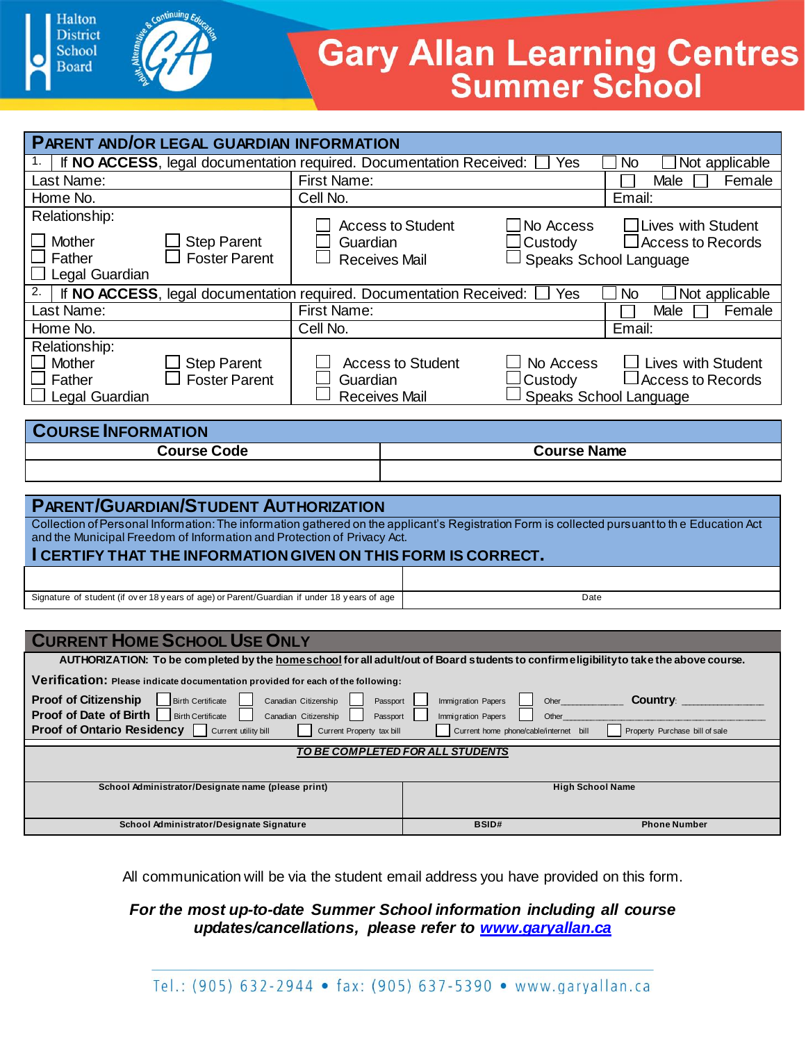# Gary Allan Learning Centres Summer School

Halton District School Board

## Parent and/or Legal Guardian Information

1. If **NO ACCESS**, legal documentation required. Documentation Received: ☐ Yes ☐ No ☐ Not applicable

| Last Name: | First Name: | ☐ Male ☐ Female |
|---|---|---|
| Home No. | Cell No. | Email: |

Relationship:
☐ Mother ☐ Step Parent
☐ Father ☐ Foster Parent
☐ Legal Guardian

☐ Access to Student ☐ No Access ☐ Lives with Student
☐ Guardian ☐ Custody ☐ Access to Records
☐ Receives Mail ☐ Speaks School Language

2. If **NO ACCESS**, legal documentation required. Documentation Received: ☐ Yes ☐ No ☐ Not applicable

| Last Name: | First Name: | ☐ Male ☐ Female |
|---|---|---|
| Home No. | Cell No. | Email: |

Relationship:
☐ Mother ☐ Step Parent
☐ Father ☐ Foster Parent
☐ Legal Guardian

☐ Access to Student ☐ No Access ☐ Lives with Student
☐ Guardian ☐ Custody ☐ Access to Records
☐ Receives Mail ☐ Speaks School Language

## Course Information

| Course Code | Course Name |
|---|---|
| | |

## Parent/Guardian/Student Authorization

Collection of Personal Information: The information gathered on the applicant's Registration Form is collected pursuant to the Education Act and the Municipal Freedom of Information and Protection of Privacy Act.

**I CERTIFY THAT THE INFORMATION GIVEN ON THIS FORM IS CORRECT.**

| | |
|---|---|
| Signature of student (if over 18 years of age) or Parent/Guardian if under 18 years of age | Date |

## Current Home School Use Only

**AUTHORIZATION: To be completed by the homeschool for all adult/out of Board students to confirm eligibility to take the above course.**

**Verification:** Please indicate documentation provided for each of the following:

**Proof of Citizenship** ☐ Birth Certificate ☐ Canadian Citizenship ☐ Passport ☐ Immigration Papers ☐ Oher____________ **Country**: ______________

**Proof of Date of Birth** ☐ Birth Certificate ☐ Canadian Citizenship ☐ Passport ☐ Immigration Papers ☐ Other______________________________

**Proof of Ontario Residency** ☐ Current utility bill ☐ Current Property tax bill ☐ Current home phone/cable/internet bill ☐ Property Purchase bill of sale

***TO BE COMPLETED FOR ALL STUDENTS***

| School Administrator/Designate name (please print) | High School Name | |
|---|---|---|
| School Administrator/Designate Signature | BSID# | Phone Number |

All communication will be via the student email address you have provided on this form.

***For the most up-to-date Summer School information including all course updates/cancellations, please refer to www.garyallan.ca***

Tel.: (905) 632-2944 • fax: (905) 637-5390 • www.garyallan.ca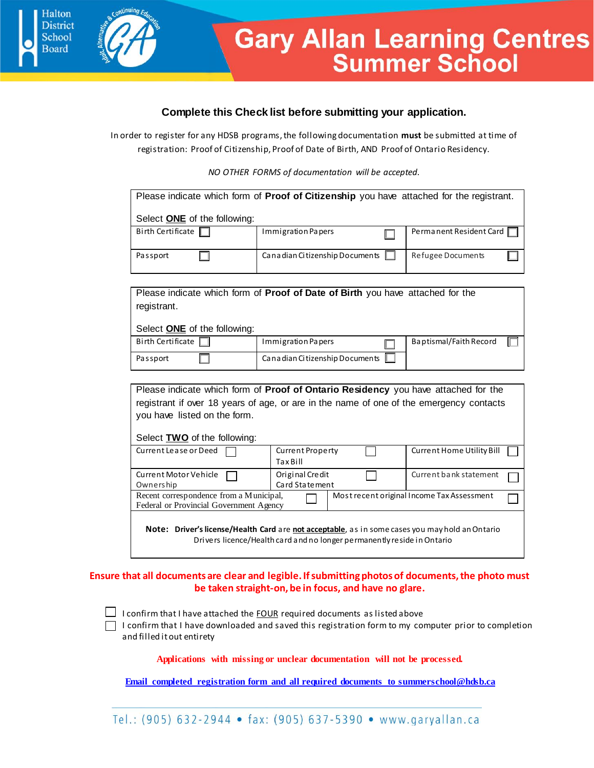# Gary Allan Learning Centres Summer School

Halton District School Board

### Complete this Check list before submitting your application.

In order to register for any HDSB programs, the following documentation **must** be submitted at time of registration: Proof of Citizenship, Proof of Date of Birth, AND Proof of Ontario Residency.

*NO OTHER FORMS of documentation will be accepted.*

Please indicate which form of **Proof of Citizenship** you have attached for the registrant.

Select **ONE** of the following:

| | | |
|---|---|---|
| Birth Certificate ☐ | Immigration Papers ☐ | Permanent Resident Card ☐ |
| Passport ☐ | Canadian Citizenship Documents ☐ | Refugee Documents ☐ |

Please indicate which form of **Proof of Date of Birth** you have attached for the registrant.

Select **ONE** of the following:

| | | |
|---|---|---|
| Birth Certificate ☐ | Immigration Papers ☐ | Baptismal/Faith Record ☐ |
| Passport ☐ | Canadian Citizenship Documents ☐ | |

Please indicate which form of **Proof of Ontario Residency** you have attached for the registrant if over 18 years of age, or are in the name of one of the emergency contacts you have listed on the form.

Select **TWO** of the following:

| | | |
|---|---|---|
| Current Lease or Deed ☐ | Current Property Tax Bill ☐ | Current Home Utility Bill ☐ |
| Current Motor Vehicle Ownership ☐ | Original Credit Card Statement ☐ | Current bank statement ☐ |
| Recent correspondence from a Municipal, Federal or Provincial Government Agency ☐ | Most recent original Income Tax Assessment ☐ | |

**Note: Driver's license/Health Card** are **not acceptable**, as in some cases you may hold an Ontario Drivers licence/Health card and no longer permanently reside in Ontario

**Ensure that all documents are clear and legible. If submitting photos of documents, the photo must be taken straight-on, be in focus, and have no glare.**

☐ I confirm that I have attached the FOUR required documents as listed above

☐ I confirm that I have downloaded and saved this registration form to my computer prior to completion and filled it out entirety

**Applications with missing or unclear documentation will not be processed.**

**Email completed registration form and all required documents to summerschool@hdsb.ca**

Tel.: (905) 632-2944 • fax: (905) 637-5390 • www.garyallan.ca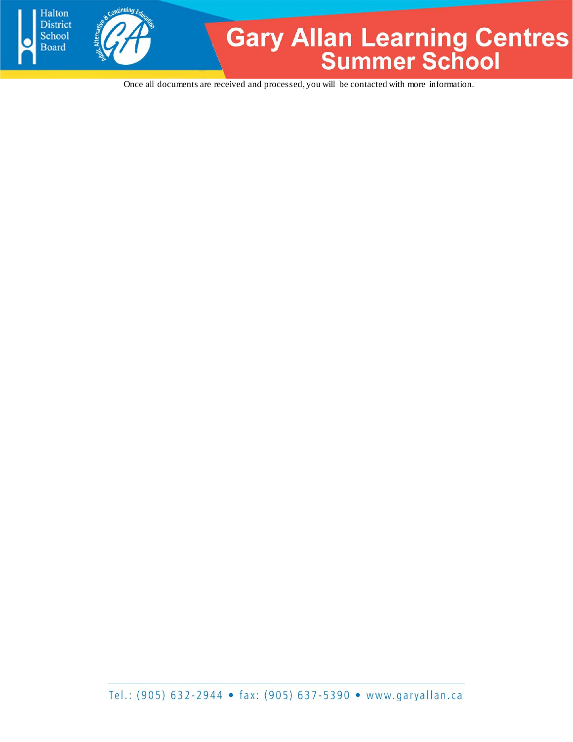Once all documents are received and processed, you will be contacted with more information.